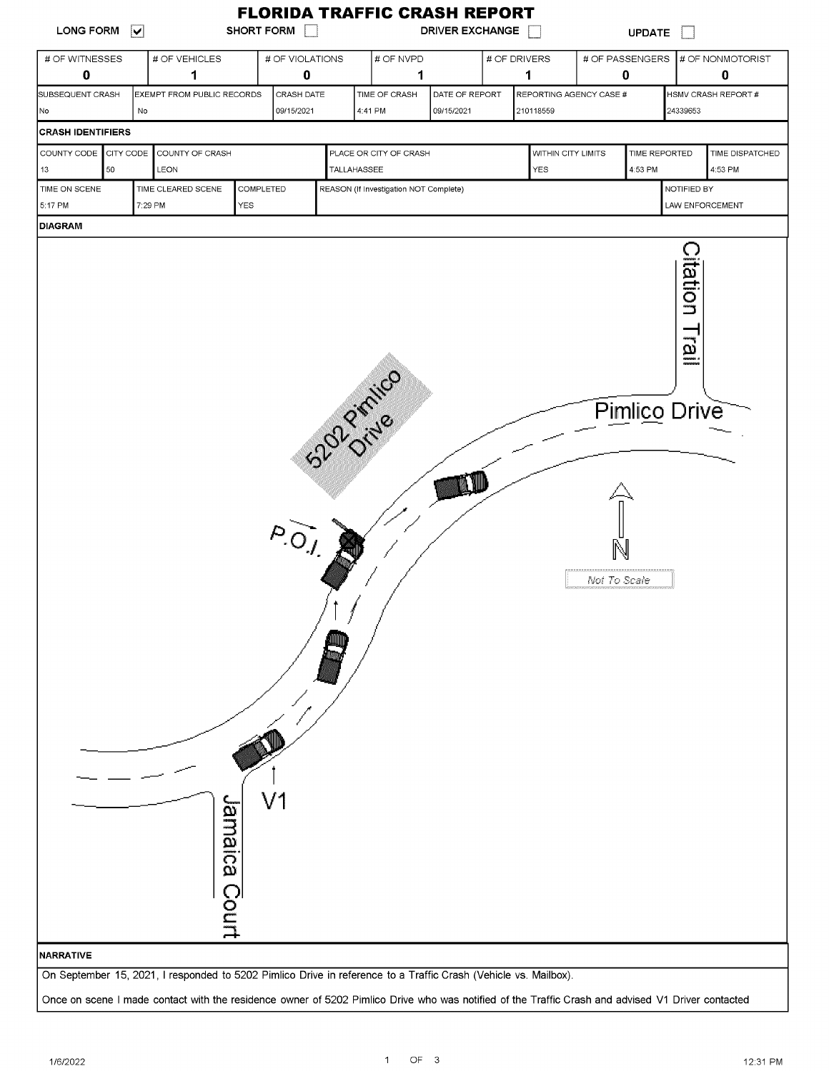# FLORIDA TRAFFIC CRASH REPORT

LONG FORM ☑ SHORT FORM ☐ DRIVER EXCHANGE ☐ UPDATE ☐

| # OF WITNESSES | # OF VEHICLES | # OF VIOLATIONS | # OF NVPD | # OF DRIVERS | # OF PASSENGERS | # OF NONMOTORIST |
|---|---|---|---|---|---|---|
| 0 | 1 | 0 | 1 | 1 | 0 | 0 |

| SUBSEQUENT CRASH | EXEMPT FROM PUBLIC RECORDS | CRASH DATE | TIME OF CRASH | DATE OF REPORT | REPORTING AGENCY CASE # | HSMV CRASH REPORT # |
|---|---|---|---|---|---|---|
| No | No | 09/15/2021 | 4:41 PM | 09/15/2021 | 210118559 | 24339653 |

## CRASH IDENTIFIERS

| COUNTY CODE | CITY CODE | COUNTY OF CRASH | PLACE OR CITY OF CRASH | WITHIN CITY LIMITS | TIME REPORTED | TIME DISPATCHED |
|---|---|---|---|---|---|---|
| 13 | 50 | LEON | TALLAHASSEE | YES | 4:53 PM | 4:53 PM |

| TIME ON SCENE | TIME CLEARED SCENE | COMPLETED | REASON (If Investigation NOT Complete) | NOTIFIED BY |
|---|---|---|---|---|
| 5:17 PM | 7:29 PM | YES | | LAW ENFORCEMENT |

## DIAGRAM

Citation Trail

Pimlico Drive

5202 Pimlico Drive

P.O.I.

N

Not To Scale

V1

Jamaica Court

## NARRATIVE

On September 15, 2021, I responded to 5202 Pimlico Drive in reference to a Traffic Crash (Vehicle vs. Mailbox).

Once on scene I made contact with the residence owner of 5202 Pimlico Drive who was notified of the Traffic Crash and advised V1 Driver contacted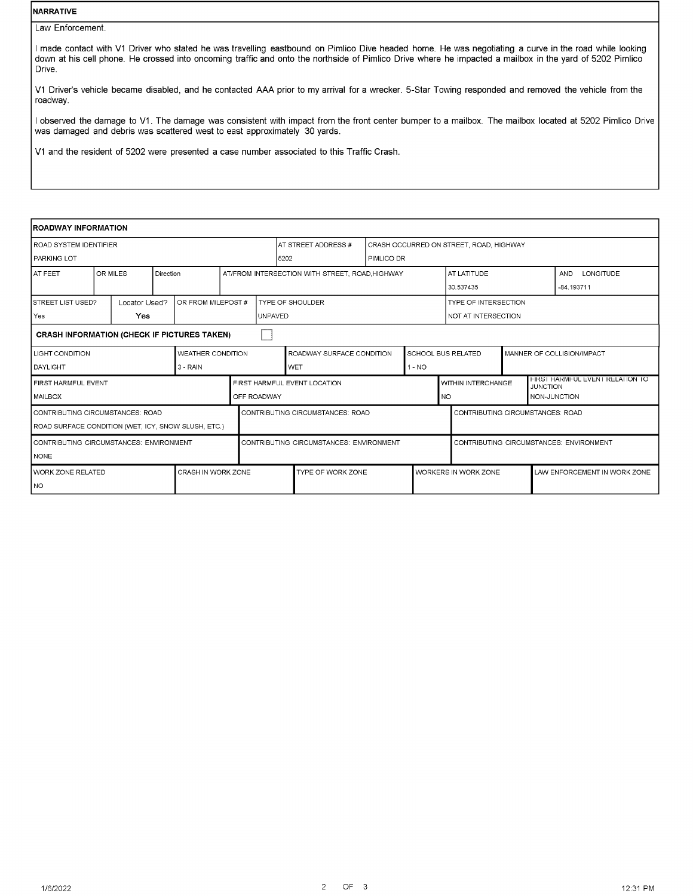## NARRATIVE

Law Enforcement.

I made contact with V1 Driver who stated he was travelling eastbound on Pimlico Dive headed home. He was negotiating a curve in the road while looking down at his cell phone. He crossed into oncoming traffic and onto the northside of Pimlico Drive where he impacted a mailbox in the yard of 5202 Pimlico Drive.

V1 Driver's vehicle became disabled, and he contacted AAA prior to my arrival for a wrecker. 5-Star Towing responded and removed the vehicle from the roadway.

I observed the damage to V1. The damage was consistent with impact from the front center bumper to a mailbox. The mailbox located at 5202 Pimlico Drive was damaged and debris was scattered west to east approximately 30 yards.

V1 and the resident of 5202 were presented a case number associated to this Traffic Crash.

## ROADWAY INFORMATION

| ROAD SYSTEM IDENTIFIER | AT STREET ADDRESS # | CRASH OCCURRED ON STREET, ROAD, HIGHWAY |
|---|---|---|
| PARKING LOT | 5202 | PIMLICO DR |

| AT FEET | OR MILES | Direction | AT/FROM INTERSECTION WITH STREET, ROAD, HIGHWAY | AT LATITUDE | AND LONGITUDE |
|---|---|---|---|---|---|
| | | | | 30.537435 | -84.193711 |

| STREET LIST USED? | Locator Used? | OR FROM MILEPOST # | TYPE OF SHOULDER | TYPE OF INTERSECTION |
|---|---|---|---|---|
| Yes | Yes | | UNPAVED | NOT AT INTERSECTION |

### CRASH INFORMATION (CHECK IF PICTURES TAKEN) ☐

| LIGHT CONDITION | WEATHER CONDITION | ROADWAY SURFACE CONDITION | SCHOOL BUS RELATED | MANNER OF COLLISION/IMPACT |
|---|---|---|---|---|
| DAYLIGHT | 3 - RAIN | WET | 1 - NO | |

| FIRST HARMFUL EVENT | FIRST HARMFUL EVENT LOCATION | WITHIN INTERCHANGE | FIRST HARMFUL EVENT RELATION TO JUNCTION |
|---|---|---|---|
| MAILBOX | OFF ROADWAY | NO | NON-JUNCTION |

| CONTRIBUTING CIRCUMSTANCES: ROAD | CONTRIBUTING CIRCUMSTANCES: ROAD | CONTRIBUTING CIRCUMSTANCES: ROAD |
|---|---|---|
| ROAD SURFACE CONDITION (WET, ICY, SNOW SLUSH, ETC.) | | |

| CONTRIBUTING CIRCUMSTANCES: ENVIRONMENT | CONTRIBUTING CIRCUMSTANCES: ENVIRONMENT | CONTRIBUTING CIRCUMSTANCES: ENVIRONMENT |
|---|---|---|
| NONE | | |

| WORK ZONE RELATED | CRASH IN WORK ZONE | TYPE OF WORK ZONE | WORKERS IN WORK ZONE | LAW ENFORCEMENT IN WORK ZONE |
|---|---|---|---|---|
| NO | | | | |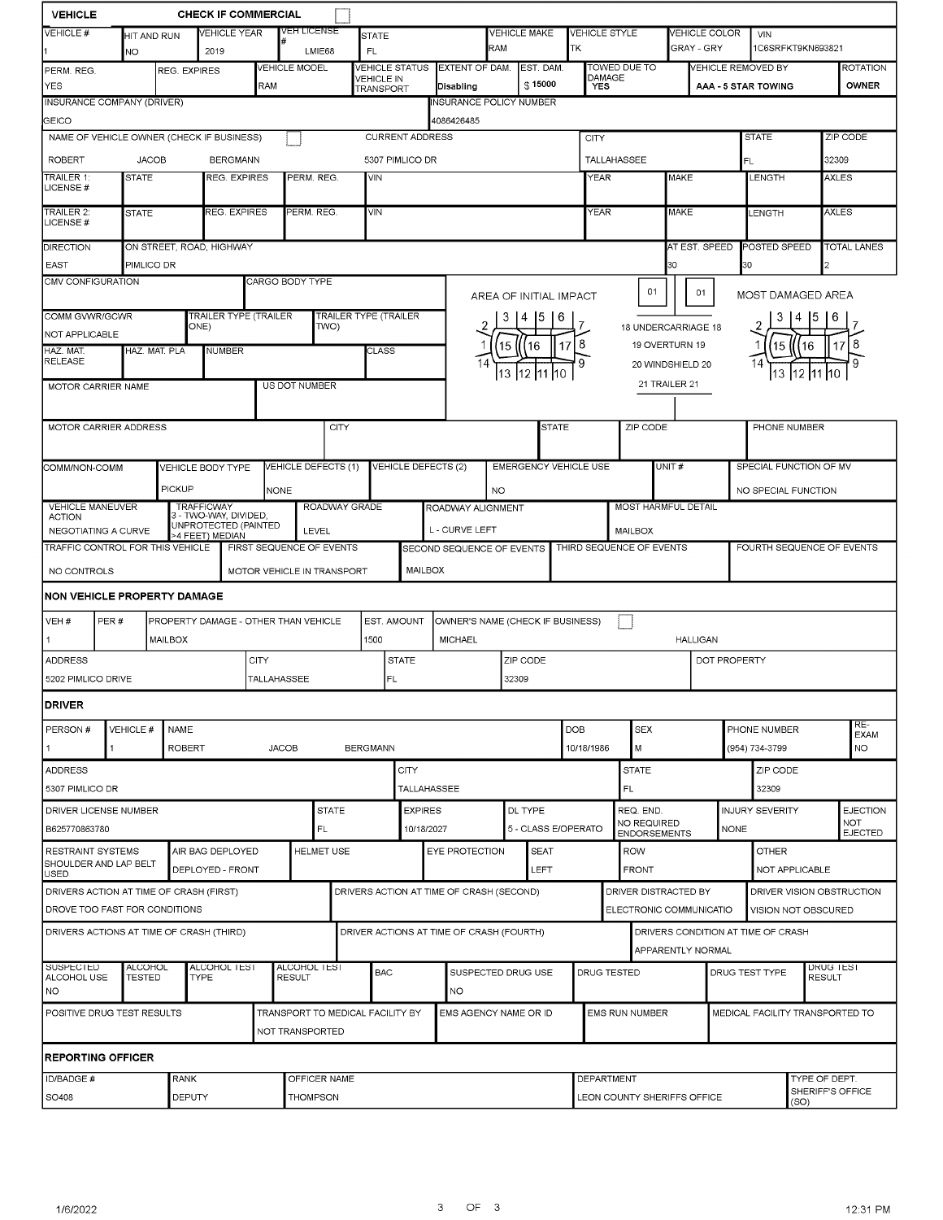## VEHICLE

CHECK IF COMMERCIAL ☐

| VEHICLE # | HIT AND RUN | VEHICLE YEAR | VEH LICENSE # | STATE | VEHICLE MAKE | VEHICLE STYLE | VEHICLE COLOR | VIN |
|---|---|---|---|---|---|---|---|---|
| 1 | NO | 2019 | LMIE68 | FL | RAM | TK | GRAY - GRY | 1C6SRFKT9KN693821 |

| PERM. REG. | REG. EXPIRES | VEHICLE MODEL | VEHICLE STATUS | EXTENT OF DAM. | EST. DAM. | TOWED DUE TO DAMAGE | VEHICLE REMOVED BY | ROTATION |
|---|---|---|---|---|---|---|---|---|
| YES | | RAM | VEHICLE IN TRANSPORT | Disabling | $ 15000 | YES | AAA - 5 STAR TOWING | OWNER |

| INSURANCE COMPANY (DRIVER) | INSURANCE POLICY NUMBER |
|---|---|
| GEICO | 4086426485 |

| NAME OF VEHICLE OWNER (CHECK IF BUSINESS) ☐ | CURRENT ADDRESS | CITY | STATE | ZIP CODE |
|---|---|---|---|---|
| ROBERT JACOB BERGMANN | 5307 PIMLICO DR | TALLAHASSEE | FL | 32309 |

| | LICENSE # | STATE | REG. EXPIRES | PERM. REG. | VIN | YEAR | MAKE | LENGTH | AXLES |
|---|---|---|---|---|---|---|---|---|---|
| TRAILER 1 | | | | | | | | | |
| TRAILER 2 | | | | | | | | | |

| DIRECTION | ON STREET, ROAD, HIGHWAY | AT EST. SPEED | POSTED SPEED | TOTAL LANES |
|---|---|---|---|---|
| EAST | PIMLICO DR | 30 | 30 | 2 |

| CMV CONFIGURATION | CARGO BODY TYPE |
|---|---|
| | |

| COMM GVWR/GCWR | TRAILER TYPE (TRAILER ONE) | TRAILER TYPE (TRAILER TWO) |
|---|---|---|
| NOT APPLICABLE | | |

| HAZ. MAT. RELEASE | HAZ. MAT. PLA | NUMBER | CLASS |
|---|---|---|---|
| | | | |

| MOTOR CARRIER NAME | US DOT NUMBER |
|---|---|
| | |

AREA OF INITIAL IMPACT: 01

MOST DAMAGED AREA: 01

18 UNDERCARRIAGE 18
19 OVERTURN 19
20 WINDSHIELD 20
21 TRAILER 21

| MOTOR CARRIER ADDRESS | CITY | STATE | ZIP CODE | PHONE NUMBER |
|---|---|---|---|---|
| | | | | |

| COMM/NON-COMM | VEHICLE BODY TYPE | VEHICLE DEFECTS (1) | VEHICLE DEFECTS (2) | EMERGENCY VEHICLE USE | UNIT # | SPECIAL FUNCTION OF MV |
|---|---|---|---|---|---|---|
| | PICKUP | NONE | | NO | | NO SPECIAL FUNCTION |

| VEHICLE MANEUVER ACTION | TRAFFICWAY | ROADWAY GRADE | ROADWAY ALIGNMENT | MOST HARMFUL DETAIL |
|---|---|---|---|---|
| NEGOTIATING A CURVE | 3 - TWO-WAY, DIVIDED, UNPROTECTED (PAINTED >4 FEET) MEDIAN | LEVEL | L - CURVE LEFT | MAILBOX |

| TRAFFIC CONTROL FOR THIS VEHICLE | FIRST SEQUENCE OF EVENTS | SECOND SEQUENCE OF EVENTS | THIRD SEQUENCE OF EVENTS | FOURTH SEQUENCE OF EVENTS |
|---|---|---|---|---|
| NO CONTROLS | MOTOR VEHICLE IN TRANSPORT | MAILBOX | | |

## NON VEHICLE PROPERTY DAMAGE

| VEH # | PER # | PROPERTY DAMAGE - OTHER THAN VEHICLE | EST. AMOUNT | OWNER'S NAME (CHECK IF BUSINESS) ☐ |
|---|---|---|---|---|
| 1 | | MAILBOX | 1500 | MICHAEL HALLIGAN |

| ADDRESS | CITY | STATE | ZIP CODE | DOT PROPERTY |
|---|---|---|---|---|
| 5202 PIMLICO DRIVE | TALLAHASSEE | FL | 32309 | |

## DRIVER

| PERSON # | VEHICLE # | NAME | DOB | SEX | PHONE NUMBER | RE-EXAM |
|---|---|---|---|---|---|---|
| 1 | 1 | ROBERT JACOB BERGMANN | 10/18/1986 | M | (954) 734-3799 | NO |

| ADDRESS | CITY | STATE | ZIP CODE |
|---|---|---|---|
| 5307 PIMLICO DR | TALLAHASSEE | FL | 32309 |

| DRIVER LICENSE NUMBER | STATE | EXPIRES | DL TYPE | REQ. END. | INJURY SEVERITY | EJECTION |
|---|---|---|---|---|---|---|
| B625770863780 | FL | 10/18/2027 | 5 - CLASS E/OPERATO | NO REQUIRED ENDORSEMENTS | NONE | NOT EJECTED |

| RESTRAINT SYSTEMS | AIR BAG DEPLOYED | HELMET USE | EYE PROTECTION | SEAT | ROW | OTHER |
|---|---|---|---|---|---|---|
| SHOULDER AND LAP BELT USED | DEPLOYED - FRONT | | | LEFT | FRONT | NOT APPLICABLE |

| DRIVERS ACTION AT TIME OF CRASH (FIRST) | DRIVERS ACTION AT TIME OF CRASH (SECOND) | DRIVER DISTRACTED BY | DRIVER VISION OBSTRUCTION |
|---|---|---|---|
| DROVE TOO FAST FOR CONDITIONS | | ELECTRONIC COMMUNICATIO | VISION NOT OBSCURED |

| DRIVERS ACTIONS AT TIME OF CRASH (THIRD) | DRIVER ACTIONS AT TIME OF CRASH (FOURTH) | DRIVERS CONDITION AT TIME OF CRASH |
|---|---|---|
| | | APPARENTLY NORMAL |

| SUSPECTED ALCOHOL USE | ALCOHOL TESTED | ALCOHOL TEST TYPE | ALCOHOL TEST RESULT | BAC | SUSPECTED DRUG USE | DRUG TESTED | DRUG TEST TYPE | DRUG TEST RESULT |
|---|---|---|---|---|---|---|---|---|
| NO | | | | | NO | | | |

| POSITIVE DRUG TEST RESULTS | TRANSPORT TO MEDICAL FACILITY BY | EMS AGENCY NAME OR ID | EMS RUN NUMBER | MEDICAL FACILITY TRANSPORTED TO |
|---|---|---|---|---|
| | NOT TRANSPORTED | | | |

## REPORTING OFFICER

| ID/BADGE # | RANK | OFFICER NAME | DEPARTMENT | TYPE OF DEPT. |
|---|---|---|---|---|
| SO408 | DEPUTY | THOMPSON | LEON COUNTY SHERIFFS OFFICE | SHERIFF'S OFFICE (SO) |

1/6/2022 12:31 PM